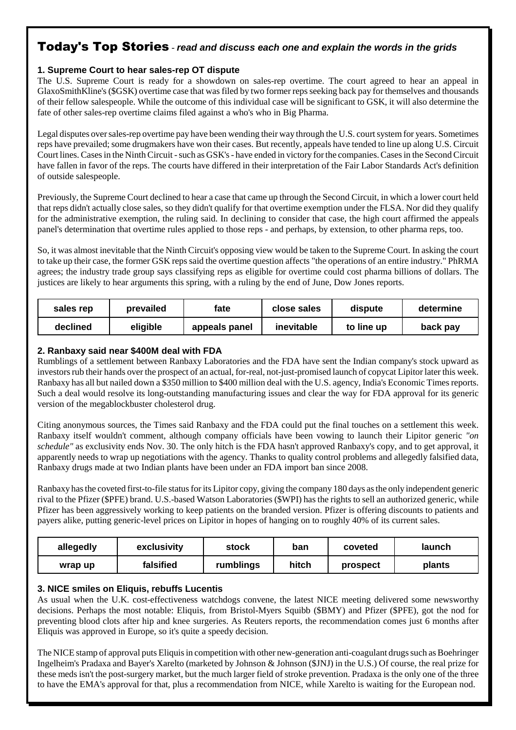# Today's Top Stories - *read and discuss each one and explain the words in the grids*

### 1. Supreme Court to hear sales-rep OT dispute

The U.S. Supreme Court is ready for a showdown on sales-rep overtime. The court agreed to hear an appeal in GlaxoSmithKline's ($GSK) overtime case that was filed by two former reps seeking back pay for themselves and thousands of their fellow salespeople. While the outcome of this individual case will be significant to GSK, it will also determine the fate of other sales-rep overtime claims filed against a who's who in Big Pharma.

Legal disputes over sales-rep overtime pay have been wending their way through the U.S. court system for years. Sometimes reps have prevailed; some drugmakers have won their cases. But recently, appeals have tended to line up along U.S. Circuit Court lines. Cases in the Ninth Circuit - such as GSK's - have ended in victory for the companies. Cases in the Second Circuit have fallen in favor of the reps. The courts have differed in their interpretation of the Fair Labor Standards Act's definition of outside salespeople.

Previously, the Supreme Court declined to hear a case that came up through the Second Circuit, in which a lower court held that reps didn't actually close sales, so they didn't qualify for that overtime exemption under the FLSA. Nor did they qualify for the administrative exemption, the ruling said. In declining to consider that case, the high court affirmed the appeals panel's determination that overtime rules applied to those reps - and perhaps, by extension, to other pharma reps, too.

So, it was almost inevitable that the Ninth Circuit's opposing view would be taken to the Supreme Court. In asking the court to take up their case, the former GSK reps said the overtime question affects "the operations of an entire industry." PhRMA agrees; the industry trade group says classifying reps as eligible for overtime could cost pharma billions of dollars. The justices are likely to hear arguments this spring, with a ruling by the end of June, Dow Jones reports.

| sales rep | prevailed | fate | close sales | dispute | determine |
|---|---|---|---|---|---|
| declined | eligible | appeals panel | inevitable | to line up | back pay |

### 2. Ranbaxy said near $400M deal with FDA

Rumblings of a settlement between Ranbaxy Laboratories and the FDA have sent the Indian company's stock upward as investors rub their hands over the prospect of an actual, for-real, not-just-promised launch of copycat Lipitor later this week. Ranbaxy has all but nailed down a $350 million to $400 million deal with the U.S. agency, India's Economic Times reports. Such a deal would resolve its long-outstanding manufacturing issues and clear the way for FDA approval for its generic version of the megablockbuster cholesterol drug.

Citing anonymous sources, the Times said Ranbaxy and the FDA could put the final touches on a settlement this week. Ranbaxy itself wouldn't comment, although company officials have been vowing to launch their Lipitor generic *"on schedule"* as exclusivity ends Nov. 30. The only hitch is the FDA hasn't approved Ranbaxy's copy, and to get approval, it apparently needs to wrap up negotiations with the agency. Thanks to quality control problems and allegedly falsified data, Ranbaxy drugs made at two Indian plants have been under an FDA import ban since 2008.

Ranbaxy has the coveted first-to-file status for its Lipitor copy, giving the company 180 days as the only independent generic rival to the Pfizer ($PFE) brand. U.S.-based Watson Laboratories ($WPI) has the rights to sell an authorized generic, while Pfizer has been aggressively working to keep patients on the branded version. Pfizer is offering discounts to patients and payers alike, putting generic-level prices on Lipitor in hopes of hanging on to roughly 40% of its current sales.

| allegedly | exclusivity | stock | ban | coveted | launch |
|---|---|---|---|---|---|
| wrap up | falsified | rumblings | hitch | prospect | plants |

### 3. NICE smiles on Eliquis, rebuffs Lucentis

As usual when the U.K. cost-effectiveness watchdogs convene, the latest NICE meeting delivered some newsworthy decisions. Perhaps the most notable: Eliquis, from Bristol-Myers Squibb ($BMY) and Pfizer ($PFE), got the nod for preventing blood clots after hip and knee surgeries. As Reuters reports, the recommendation comes just 6 months after Eliquis was approved in Europe, so it's quite a speedy decision.

The NICE stamp of approval puts Eliquis in competition with other new-generation anti-coagulant drugs such as Boehringer Ingelheim's Pradaxa and Bayer's Xarelto (marketed by Johnson & Johnson ($JNJ) in the U.S.) Of course, the real prize for these meds isn't the post-surgery market, but the much larger field of stroke prevention. Pradaxa is the only one of the three to have the EMA's approval for that, plus a recommendation from NICE, while Xarelto is waiting for the European nod.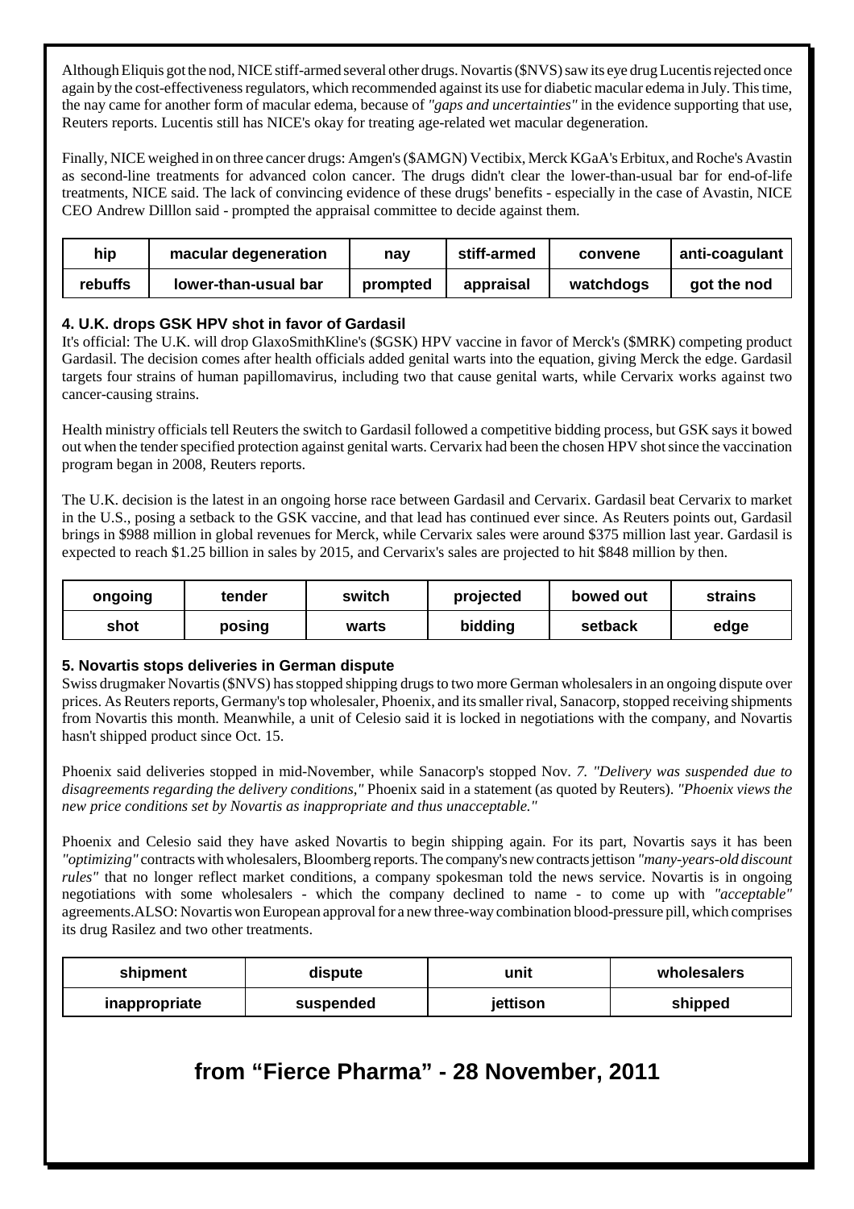Although Eliquis got the nod, NICE stiff-armed several other drugs. Novartis ($NVS) saw its eye drug Lucentis rejected once again by the cost-effectiveness regulators, which recommended against its use for diabetic macular edema in July. This time, the nay came for another form of macular edema, because of *"gaps and uncertainties"* in the evidence supporting that use, Reuters reports. Lucentis still has NICE's okay for treating age-related wet macular degeneration.

Finally, NICE weighed in on three cancer drugs: Amgen's ($AMGN) Vectibix, Merck KGaA's Erbitux, and Roche's Avastin as second-line treatments for advanced colon cancer. The drugs didn't clear the lower-than-usual bar for end-of-life treatments, NICE said. The lack of convincing evidence of these drugs' benefits - especially in the case of Avastin, NICE CEO Andrew Dilllon said - prompted the appraisal committee to decide against them.

| | | | | | |
|---|---|---|---|---|---|
| hip | macular degeneration | nay | stiff-armed | convene | anti-coagulant |
| rebuffs | lower-than-usual bar | prompted | appraisal | watchdogs | got the nod |

### 4. U.K. drops GSK HPV shot in favor of Gardasil

It's official: The U.K. will drop GlaxoSmithKline's ($GSK) HPV vaccine in favor of Merck's ($MRK) competing product Gardasil. The decision comes after health officials added genital warts into the equation, giving Merck the edge. Gardasil targets four strains of human papillomavirus, including two that cause genital warts, while Cervarix works against two cancer-causing strains.

Health ministry officials tell Reuters the switch to Gardasil followed a competitive bidding process, but GSK says it bowed out when the tender specified protection against genital warts. Cervarix had been the chosen HPV shot since the vaccination program began in 2008, Reuters reports.

The U.K. decision is the latest in an ongoing horse race between Gardasil and Cervarix. Gardasil beat Cervarix to market in the U.S., posing a setback to the GSK vaccine, and that lead has continued ever since. As Reuters points out, Gardasil brings in $988 million in global revenues for Merck, while Cervarix sales were around $375 million last year. Gardasil is expected to reach $1.25 billion in sales by 2015, and Cervarix's sales are projected to hit $848 million by then.

| | | | | | |
|---|---|---|---|---|---|
| ongoing | tender | switch | projected | bowed out | strains |
| shot | posing | warts | bidding | setback | edge |

### 5. Novartis stops deliveries in German dispute

Swiss drugmaker Novartis ($NVS) has stopped shipping drugs to two more German wholesalers in an ongoing dispute over prices. As Reuters reports, Germany's top wholesaler, Phoenix, and its smaller rival, Sanacorp, stopped receiving shipments from Novartis this month. Meanwhile, a unit of Celesio said it is locked in negotiations with the company, and Novartis hasn't shipped product since Oct. 15.

Phoenix said deliveries stopped in mid-November, while Sanacorp's stopped Nov. *7. "Delivery was suspended due to disagreements regarding the delivery conditions,"* Phoenix said in a statement (as quoted by Reuters). *"Phoenix views the new price conditions set by Novartis as inappropriate and thus unacceptable."*

Phoenix and Celesio said they have asked Novartis to begin shipping again. For its part, Novartis says it has been *"optimizing"* contracts with wholesalers, Bloomberg reports. The company's new contracts jettison *"many-years-old discount rules"* that no longer reflect market conditions, a company spokesman told the news service. Novartis is in ongoing negotiations with some wholesalers - which the company declined to name - to come up with *"acceptable"* agreements.ALSO: Novartis won European approval for a new three-way combination blood-pressure pill, which comprises its drug Rasilez and two other treatments.

| | | | |
|---|---|---|---|
| shipment | dispute | unit | wholesalers |
| inappropriate | suspended | jettison | shipped |

## from "Fierce Pharma" - 28 November, 2011